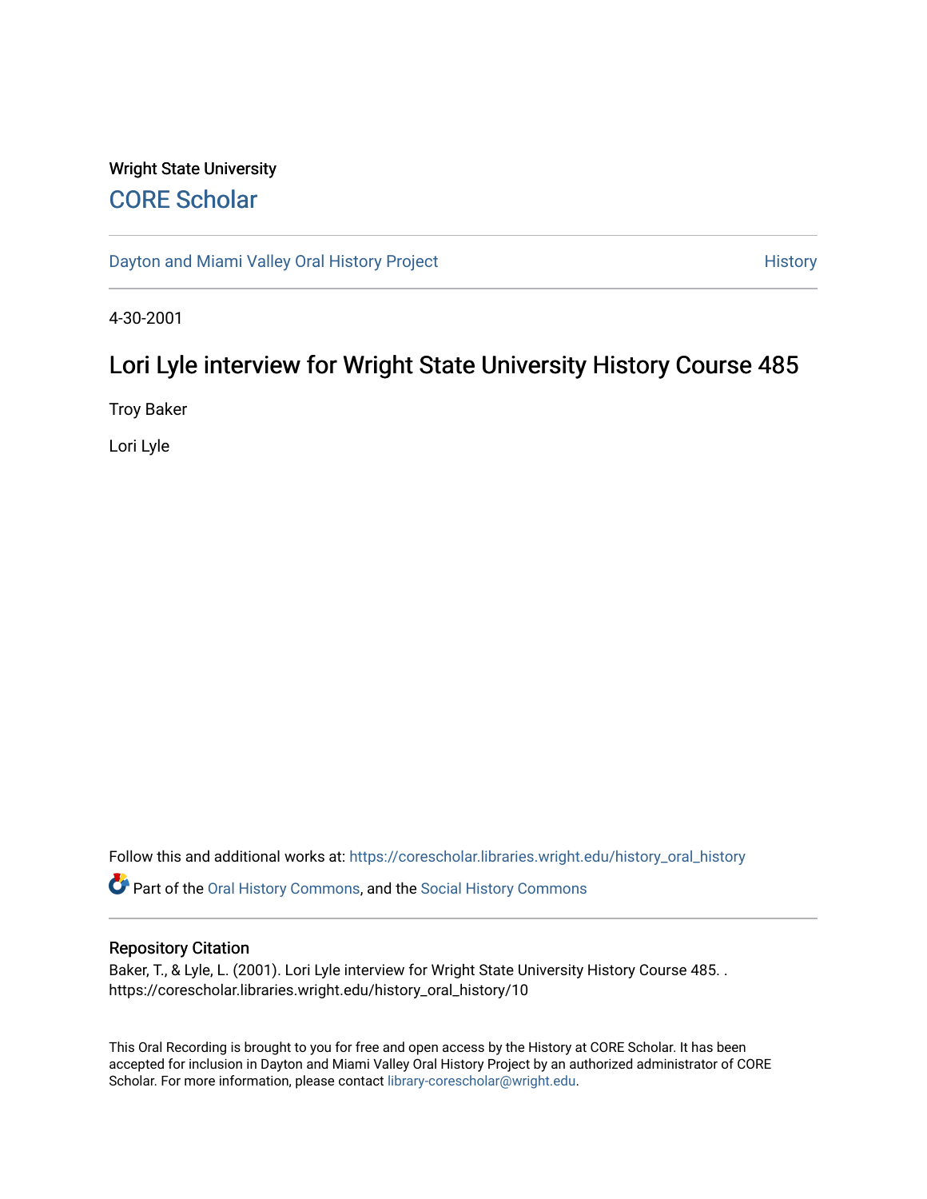Wright State University

# CORE Scholar

Dayton and Miami Valley Oral History Project

History

4-30-2001

## Lori Lyle interview for Wright State University History Course 485

Troy Baker

Lori Lyle

Follow this and additional works at: https://corescholar.libraries.wright.edu/history_oral_history

Part of the Oral History Commons, and the Social History Commons

### Repository Citation

Baker, T., & Lyle, L. (2001). Lori Lyle interview for Wright State University History Course 485. . https://corescholar.libraries.wright.edu/history_oral_history/10

This Oral Recording is brought to you for free and open access by the History at CORE Scholar. It has been accepted for inclusion in Dayton and Miami Valley Oral History Project by an authorized administrator of CORE Scholar. For more information, please contact library-corescholar@wright.edu.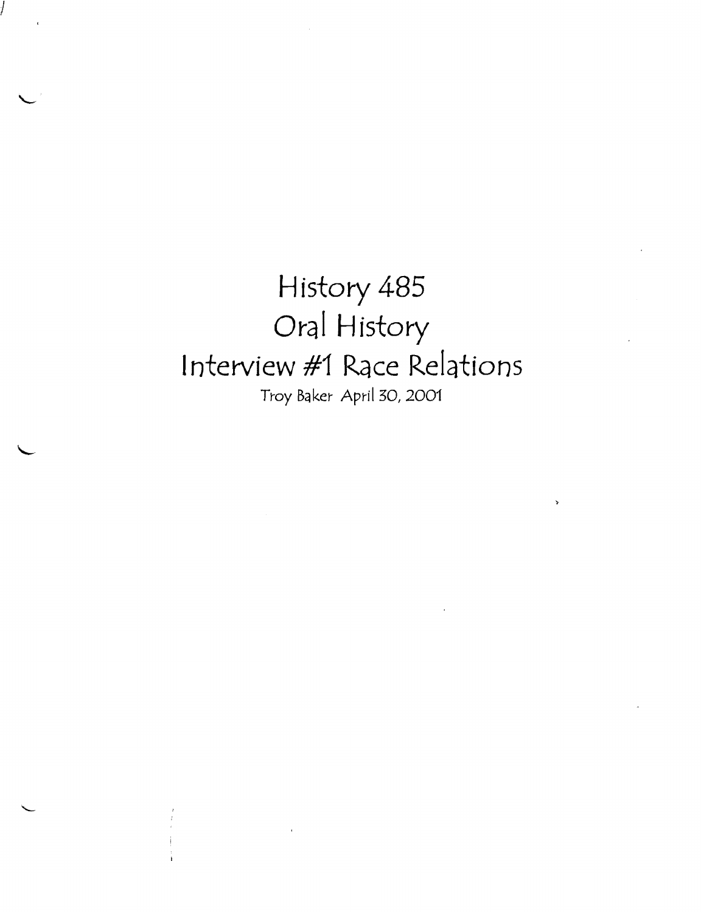# History 485
# Oral History
# Interview #1 Race Relations

Troy Baker April 30, 2001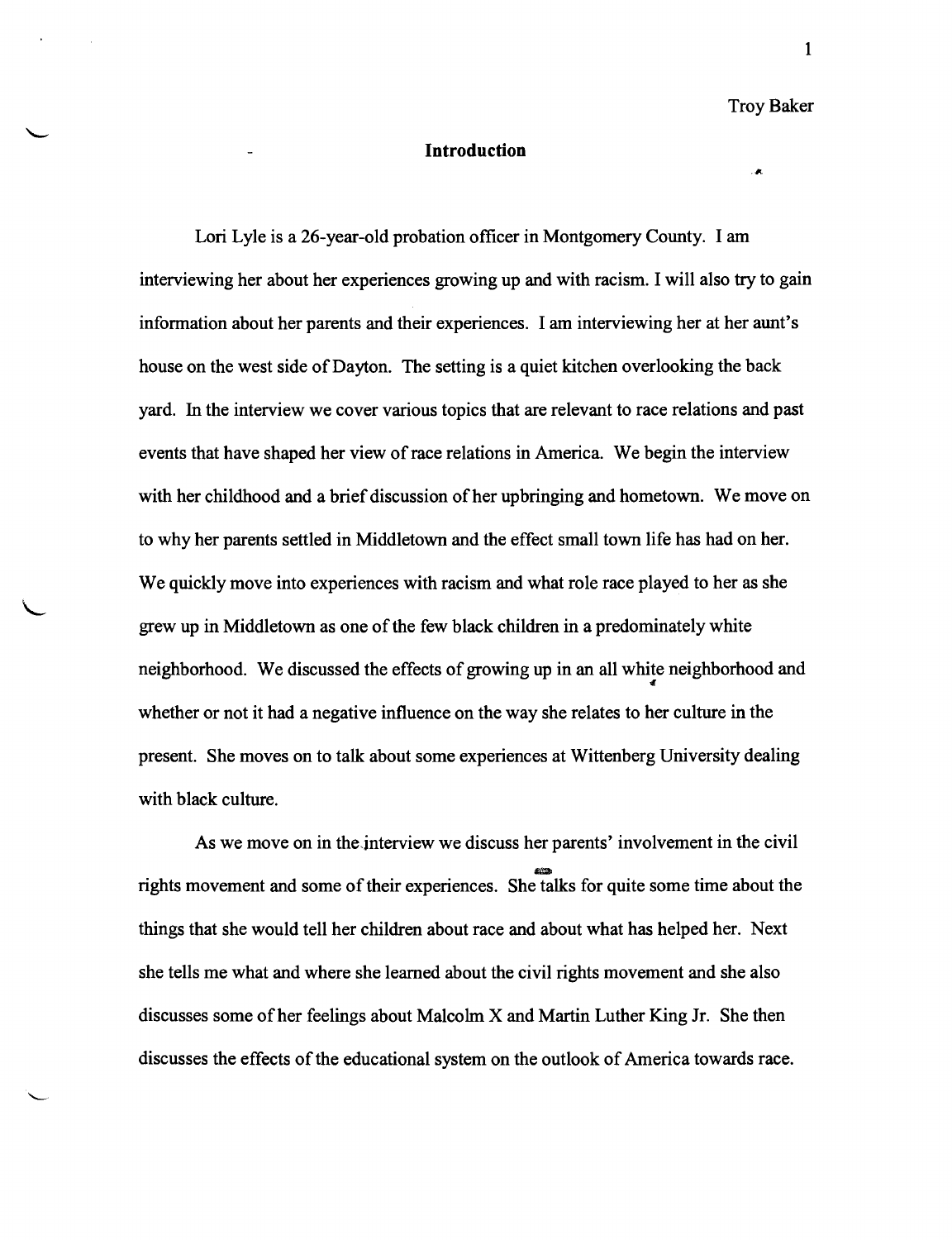Troy Baker

## Introduction

Lori Lyle is a 26-year-old probation officer in Montgomery County. I am interviewing her about her experiences growing up and with racism. I will also try to gain information about her parents and their experiences. I am interviewing her at her aunt's house on the west side of Dayton. The setting is a quiet kitchen overlooking the back yard. In the interview we cover various topics that are relevant to race relations and past events that have shaped her view of race relations in America. We begin the interview with her childhood and a brief discussion of her upbringing and hometown. We move on to why her parents settled in Middletown and the effect small town life has had on her. We quickly move into experiences with racism and what role race played to her as she grew up in Middletown as one of the few black children in a predominately white neighborhood. We discussed the effects of growing up in an all white neighborhood and whether or not it had a negative influence on the way she relates to her culture in the present. She moves on to talk about some experiences at Wittenberg University dealing with black culture.

As we move on in the interview we discuss her parents' involvement in the civil rights movement and some of their experiences. She talks for quite some time about the things that she would tell her children about race and about what has helped her. Next she tells me what and where she learned about the civil rights movement and she also discusses some of her feelings about Malcolm X and Martin Luther King Jr. She then discusses the effects of the educational system on the outlook of America towards race.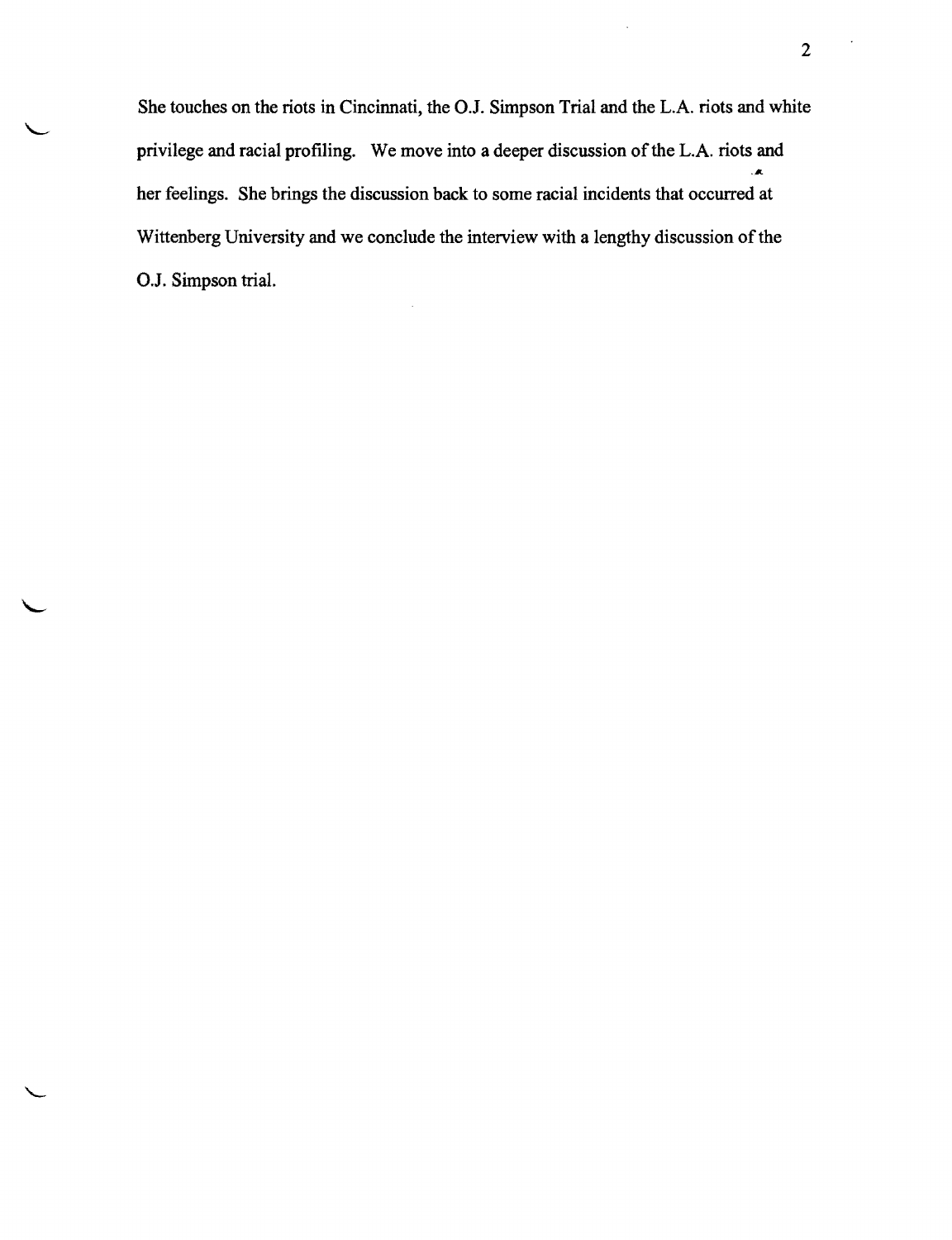She touches on the riots in Cincinnati, the O.J. Simpson Trial and the L.A. riots and white privilege and racial profiling. We move into a deeper discussion of the L.A. riots and her feelings. She brings the discussion back to some racial incidents that occurred at Wittenberg University and we conclude the interview with a lengthy discussion of the O.J. Simpson trial.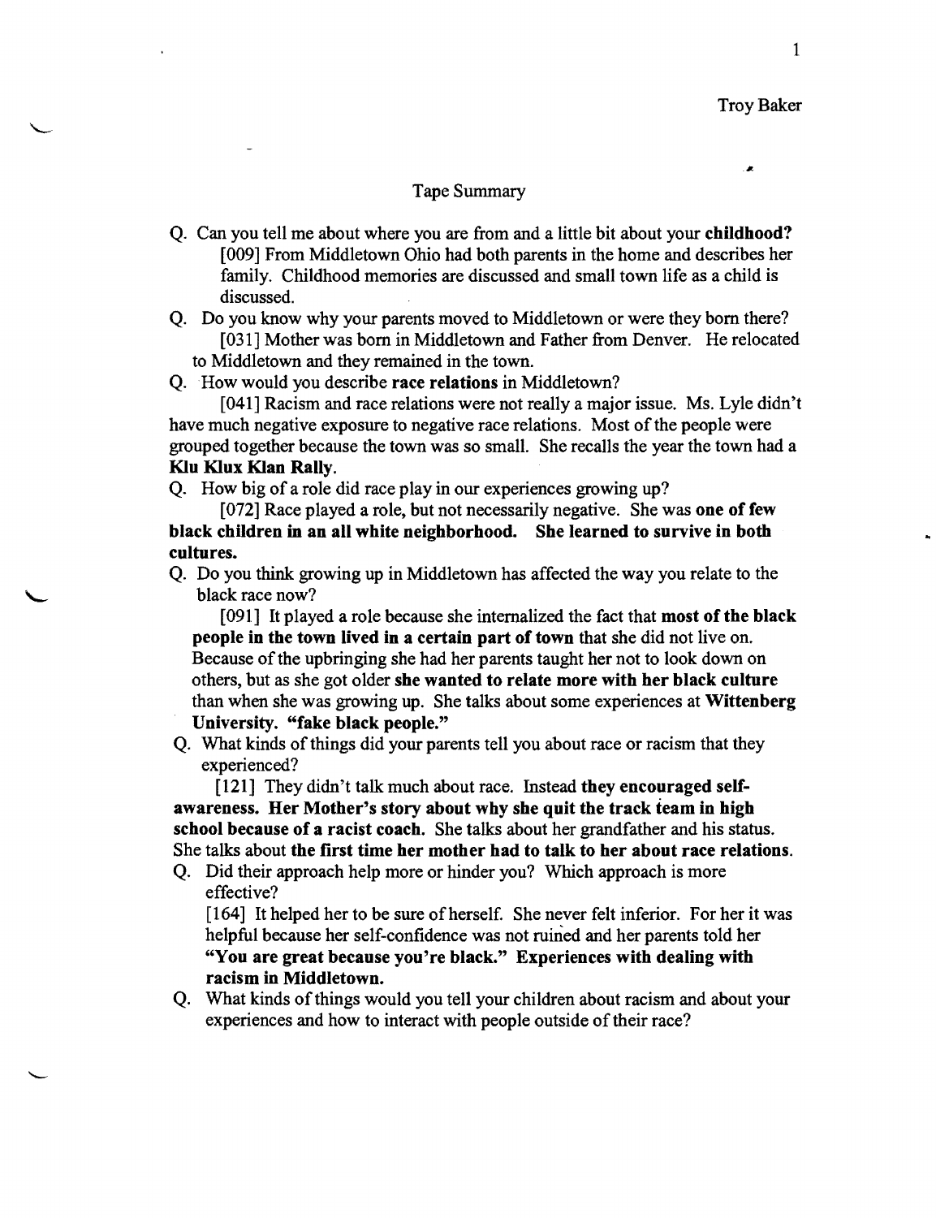Troy Baker

## Tape Summary

Q. Can you tell me about where you are from and a little bit about your **childhood?**

[009] From Middletown Ohio had both parents in the home and describes her family. Childhood memories are discussed and small town life as a child is discussed.

Q. Do you know why your parents moved to Middletown or were they born there?

[031] Mother was born in Middletown and Father from Denver. He relocated to Middletown and they remained in the town.

Q. How would you describe **race relations** in Middletown?

[041] Racism and race relations were not really a major issue. Ms. Lyle didn't have much negative exposure to negative race relations. Most of the people were grouped together because the town was so small. She recalls the year the town had a **Klu Klux Klan Rally.**

Q. How big of a role did race play in our experiences growing up?

[072] Race played a role, but not necessarily negative. She was **one of few black children in an all white neighborhood. She learned to survive in both cultures.**

Q. Do you think growing up in Middletown has affected the way you relate to the black race now?

[091] It played a role because she internalized the fact that **most of the black people in the town lived in a certain part of town** that she did not live on. Because of the upbringing she had her parents taught her not to look down on others, but as she got older **she wanted to relate more with her black culture** than when she was growing up. She talks about some experiences at **Wittenberg University. "fake black people."**

Q. What kinds of things did your parents tell you about race or racism that they experienced?

[121] They didn't talk much about race. Instead **they encouraged self-awareness. Her Mother's story about why she quit the track team in high school because of a racist coach.** She talks about her grandfather and his status. She talks about **the first time her mother had to talk to her about race relations.**

Q. Did their approach help more or hinder you? Which approach is more effective?

[164] It helped her to be sure of herself. She never felt inferior. For her it was helpful because her self-confidence was not ruined and her parents told her **"You are great because you're black." Experiences with dealing with racism in Middletown.**

Q. What kinds of things would you tell your children about racism and about your experiences and how to interact with people outside of their race?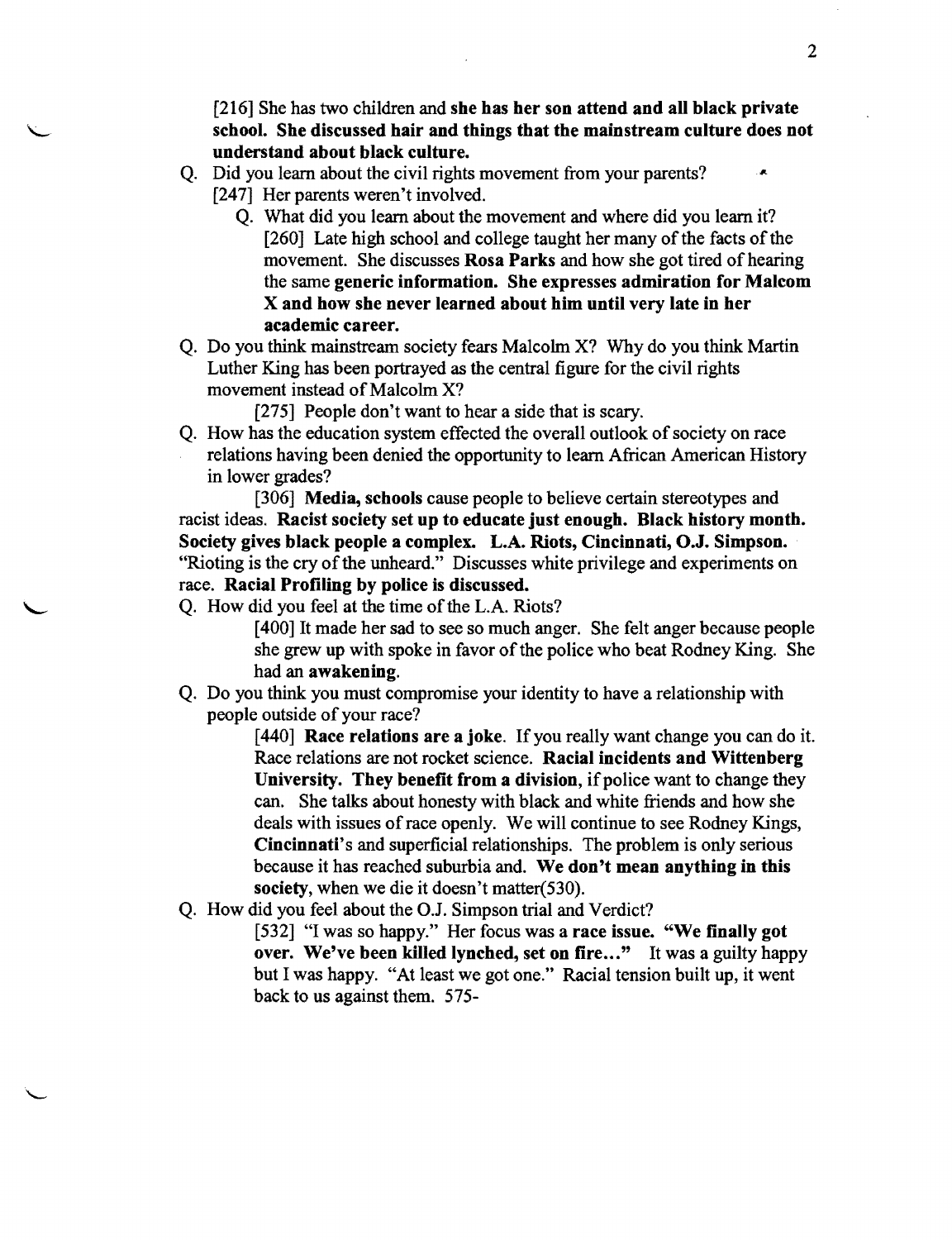[216] She has two children and **she has her son attend and all black private school. She discussed hair and things that the mainstream culture does not understand about black culture.**

Q. Did you learn about the civil rights movement from your parents?

[247] Her parents weren't involved.

Q. What did you learn about the movement and where did you learn it?

[260] Late high school and college taught her many of the facts of the movement. She discusses **Rosa Parks** and how she got tired of hearing the same **generic information. She expresses admiration for Malcom X and how she never learned about him until very late in her academic career.**

Q. Do you think mainstream society fears Malcolm X? Why do you think Martin Luther King has been portrayed as the central figure for the civil rights movement instead of Malcolm X?

[275] People don't want to hear a side that is scary.

Q. How has the education system effected the overall outlook of society on race relations having been denied the opportunity to learn African American History in lower grades?

[306] **Media, schools** cause people to believe certain stereotypes and racist ideas. **Racist society set up to educate just enough. Black history month. Society gives black people a complex. L.A. Riots, Cincinnati, O.J. Simpson.** "Rioting is the cry of the unheard." Discusses white privilege and experiments on race. **Racial Profiling by police is discussed.**

Q. How did you feel at the time of the L.A. Riots?

[400] It made her sad to see so much anger. She felt anger because people she grew up with spoke in favor of the police who beat Rodney King. She had an **awakening.**

Q. Do you think you must compromise your identity to have a relationship with people outside of your race?

[440] **Race relations are a joke.** If you really want change you can do it. Race relations are not rocket science. **Racial incidents and Wittenberg University. They benefit from a division,** if police want to change they can. She talks about honesty with black and white friends and how she deals with issues of race openly. We will continue to see Rodney Kings, **Cincinnati**'s and superficial relationships. The problem is only serious because it has reached suburbia and. **We don't mean anything in this society,** when we die it doesn't matter(530).

Q. How did you feel about the O.J. Simpson trial and Verdict?

[532] "I was so happy." Her focus was a **race issue. "We finally got over. We've been killed lynched, set on fire…"** It was a guilty happy but I was happy. "At least we got one." Racial tension built up, it went back to us against them. 575-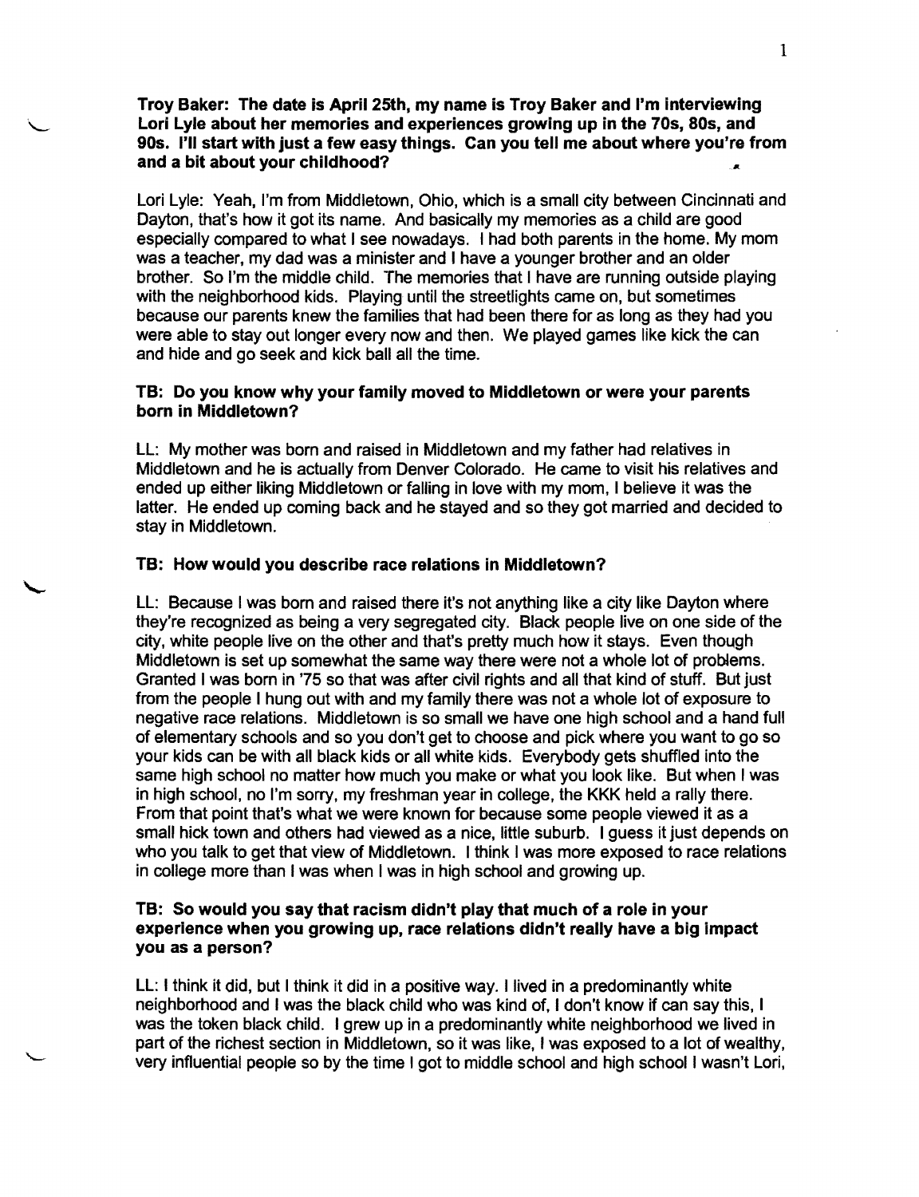**Troy Baker: The date is April 25th, my name is Troy Baker and I'm interviewing Lori Lyle about her memories and experiences growing up in the 70s, 80s, and 90s. I'll start with just a few easy things. Can you tell me about where you're from and a bit about your childhood?**

Lori Lyle: Yeah, I'm from Middletown, Ohio, which is a small city between Cincinnati and Dayton, that's how it got its name. And basically my memories as a child are good especially compared to what I see nowadays. I had both parents in the home. My mom was a teacher, my dad was a minister and I have a younger brother and an older brother. So I'm the middle child. The memories that I have are running outside playing with the neighborhood kids. Playing until the streetlights came on, but sometimes because our parents knew the families that had been there for as long as they had you were able to stay out longer every now and then. We played games like kick the can and hide and go seek and kick ball all the time.

**TB: Do you know why your family moved to Middletown or were your parents born in Middletown?**

LL: My mother was born and raised in Middletown and my father had relatives in Middletown and he is actually from Denver Colorado. He came to visit his relatives and ended up either liking Middletown or falling in love with my mom, I believe it was the latter. He ended up coming back and he stayed and so they got married and decided to stay in Middletown.

**TB: How would you describe race relations in Middletown?**

LL: Because I was born and raised there it's not anything like a city like Dayton where they're recognized as being a very segregated city. Black people live on one side of the city, white people live on the other and that's pretty much how it stays. Even though Middletown is set up somewhat the same way there were not a whole lot of problems. Granted I was born in '75 so that was after civil rights and all that kind of stuff. But just from the people I hung out with and my family there was not a whole lot of exposure to negative race relations. Middletown is so small we have one high school and a hand full of elementary schools and so you don't get to choose and pick where you want to go so your kids can be with all black kids or all white kids. Everybody gets shuffled into the same high school no matter how much you make or what you look like. But when I was in high school, no I'm sorry, my freshman year in college, the KKK held a rally there. From that point that's what we were known for because some people viewed it as a small hick town and others had viewed as a nice, little suburb. I guess it just depends on who you talk to get that view of Middletown. I think I was more exposed to race relations in college more than I was when I was in high school and growing up.

**TB: So would you say that racism didn't play that much of a role in your experience when you growing up, race relations didn't really have a big impact you as a person?**

LL: I think it did, but I think it did in a positive way. I lived in a predominantly white neighborhood and I was the black child who was kind of, I don't know if can say this, I was the token black child. I grew up in a predominantly white neighborhood we lived in part of the richest section in Middletown, so it was like, I was exposed to a lot of wealthy, very influential people so by the time I got to middle school and high school I wasn't Lori,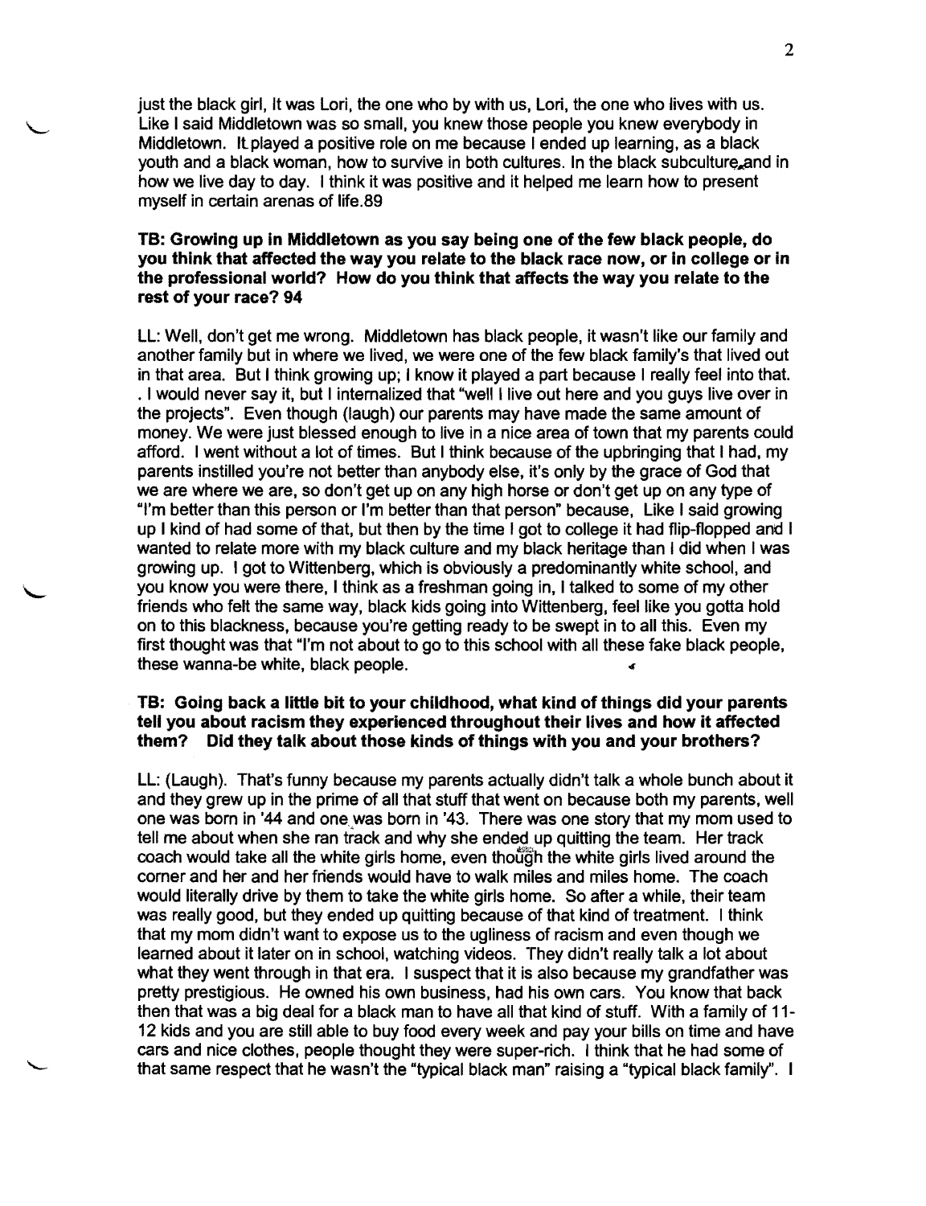just the black girl, It was Lori, the one who by with us, Lori, the one who lives with us. Like I said Middletown was so small, you knew those people you knew everybody in Middletown. It played a positive role on me because I ended up learning, as a black youth and a black woman, how to survive in both cultures. In the black subculture, and in how we live day to day. I think it was positive and it helped me learn how to present myself in certain arenas of life.89

**TB: Growing up in Middletown as you say being one of the few black people, do you think that affected the way you relate to the black race now, or in college or in the professional world? How do you think that affects the way you relate to the rest of your race? 94**

LL: Well, don't get me wrong. Middletown has black people, it wasn't like our family and another family but in where we lived, we were one of the few black family's that lived out in that area. But I think growing up; I know it played a part because I really feel into that. . I would never say it, but I internalized that "well I live out here and you guys live over in the projects". Even though (laugh) our parents may have made the same amount of money. We were just blessed enough to live in a nice area of town that my parents could afford. I went without a lot of times. But I think because of the upbringing that I had, my parents instilled you're not better than anybody else, it's only by the grace of God that we are where we are, so don't get up on any high horse or don't get up on any type of "I'm better than this person or I'm better than that person" because, Like I said growing up I kind of had some of that, but then by the time I got to college it had flip-flopped and I wanted to relate more with my black culture and my black heritage than I did when I was growing up. I got to Wittenberg, which is obviously a predominantly white school, and you know you were there, I think as a freshman going in, I talked to some of my other friends who felt the same way, black kids going into Wittenberg, feel like you gotta hold on to this blackness, because you're getting ready to be swept in to all this. Even my first thought was that "I'm not about to go to this school with all these fake black people, these wanna-be white, black people.

**TB: Going back a little bit to your childhood, what kind of things did your parents tell you about racism they experienced throughout their lives and how it affected them? Did they talk about those kinds of things with you and your brothers?**

LL: (Laugh). That's funny because my parents actually didn't talk a whole bunch about it and they grew up in the prime of all that stuff that went on because both my parents, well one was born in '44 and one was born in '43. There was one story that my mom used to tell me about when she ran track and why she ended up quitting the team. Her track coach would take all the white girls home, even though the white girls lived around the corner and her and her friends would have to walk miles and miles home. The coach would literally drive by them to take the white girls home. So after a while, their team was really good, but they ended up quitting because of that kind of treatment. I think that my mom didn't want to expose us to the ugliness of racism and even though we learned about it later on in school, watching videos. They didn't really talk a lot about what they went through in that era. I suspect that it is also because my grandfather was pretty prestigious. He owned his own business, had his own cars. You know that back then that was a big deal for a black man to have all that kind of stuff. With a family of 11-12 kids and you are still able to buy food every week and pay your bills on time and have cars and nice clothes, people thought they were super-rich. I think that he had some of that same respect that he wasn't the "typical black man" raising a "typical black family". I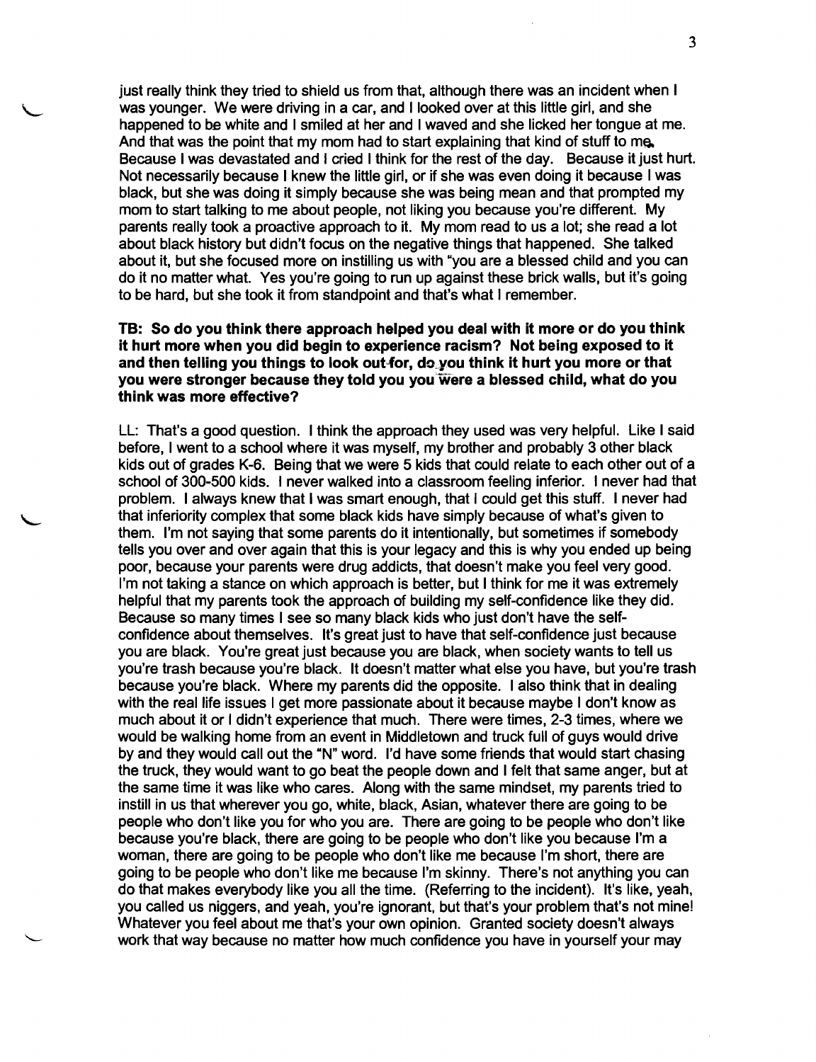just really think they tried to shield us from that, although there was an incident when I was younger. We were driving in a car, and I looked over at this little girl, and she happened to be white and I smiled at her and I waved and she licked her tongue at me. And that was the point that my mom had to start explaining that kind of stuff to me. Because I was devastated and I cried I think for the rest of the day. Because it just hurt. Not necessarily because I knew the little girl, or if she was even doing it because I was black, but she was doing it simply because she was being mean and that prompted my mom to start talking to me about people, not liking you because you're different. My parents really took a proactive approach to it. My mom read to us a lot; she read a lot about black history but didn't focus on the negative things that happened. She talked about it, but she focused more on instilling us with "you are a blessed child and you can do it no matter what. Yes you're going to run up against these brick walls, but it's going to be hard, but she took it from standpoint and that's what I remember.

**TB: So do you think there approach helped you deal with it more or do you think it hurt more when you did begin to experience racism? Not being exposed to it and then telling you things to look out for, do you think it hurt you more or that you were stronger because they told you you were a blessed child, what do you think was more effective?**

LL: That's a good question. I think the approach they used was very helpful. Like I said before, I went to a school where it was myself, my brother and probably 3 other black kids out of grades K-6. Being that we were 5 kids that could relate to each other out of a school of 300-500 kids. I never walked into a classroom feeling inferior. I never had that problem. I always knew that I was smart enough, that I could get this stuff. I never had that inferiority complex that some black kids have simply because of what's given to them. I'm not saying that some parents do it intentionally, but sometimes if somebody tells you over and over again that this is your legacy and this is why you ended up being poor, because your parents were drug addicts, that doesn't make you feel very good. I'm not taking a stance on which approach is better, but I think for me it was extremely helpful that my parents took the approach of building my self-confidence like they did. Because so many times I see so many black kids who just don't have the self-confidence about themselves. It's great just to have that self-confidence just because you are black. You're great just because you are black, when society wants to tell us you're trash because you're black. It doesn't matter what else you have, but you're trash because you're black. Where my parents did the opposite. I also think that in dealing with the real life issues I get more passionate about it because maybe I don't know as much about it or I didn't experience that much. There were times, 2-3 times, where we would be walking home from an event in Middletown and truck full of guys would drive by and they would call out the "N" word. I'd have some friends that would start chasing the truck, they would want to go beat the people down and I felt that same anger, but at the same time it was like who cares. Along with the same mindset, my parents tried to instill in us that wherever you go, white, black, Asian, whatever there are going to be people who don't like you for who you are. There are going to be people who don't like because you're black, there are going to be people who don't like you because I'm a woman, there are going to be people who don't like me because I'm short, there are going to be people who don't like me because I'm skinny. There's not anything you can do that makes everybody like you all the time. (Referring to the incident). It's like, yeah, you called us niggers, and yeah, you're ignorant, but that's your problem that's not mine! Whatever you feel about me that's your own opinion. Granted society doesn't always work that way because no matter how much confidence you have in yourself your may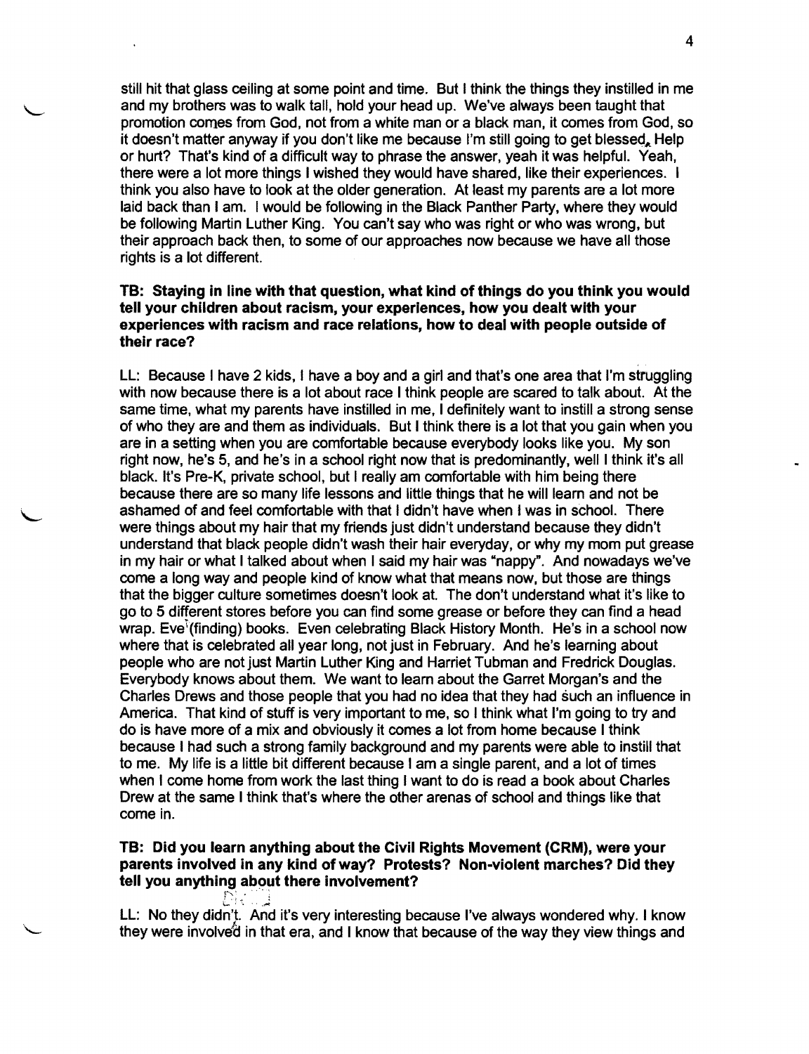still hit that glass ceiling at some point and time. But I think the things they instilled in me and my brothers was to walk tall, hold your head up. We've always been taught that promotion comes from God, not from a white man or a black man, it comes from God, so it doesn't matter anyway if you don't like me because I'm still going to get blessed. Help or hurt? That's kind of a difficult way to phrase the answer, yeah it was helpful. Yeah, there were a lot more things I wished they would have shared, like their experiences. I think you also have to look at the older generation. At least my parents are a lot more laid back than I am. I would be following in the Black Panther Party, where they would be following Martin Luther King. You can't say who was right or who was wrong, but their approach back then, to some of our approaches now because we have all those rights is a lot different.

**TB: Staying in line with that question, what kind of things do you think you would tell your children about racism, your experiences, how you dealt with your experiences with racism and race relations, how to deal with people outside of their race?**

LL: Because I have 2 kids, I have a boy and a girl and that's one area that I'm struggling with now because there is a lot about race I think people are scared to talk about. At the same time, what my parents have instilled in me, I definitely want to instill a strong sense of who they are and them as individuals. But I think there is a lot that you gain when you are in a setting when you are comfortable because everybody looks like you. My son right now, he's 5, and he's in a school right now that is predominantly, well I think it's all black. It's Pre-K, private school, but I really am comfortable with him being there because there are so many life lessons and little things that he will learn and not be ashamed of and feel comfortable with that I didn't have when I was in school. There were things about my hair that my friends just didn't understand because they didn't understand that black people didn't wash their hair everyday, or why my mom put grease in my hair or what I talked about when I said my hair was "nappy". And nowadays we've come a long way and people kind of know what that means now, but those are things that the bigger culture sometimes doesn't look at. The don't understand what it's like to go to 5 different stores before you can find some grease or before they can find a head wrap. Eve (finding) books. Even celebrating Black History Month. He's in a school now where that is celebrated all year long, not just in February. And he's learning about people who are not just Martin Luther King and Harriet Tubman and Fredrick Douglas. Everybody knows about them. We want to learn about the Garret Morgan's and the Charles Drews and those people that you had no idea that they had such an influence in America. That kind of stuff is very important to me, so I think what I'm going to try and do is have more of a mix and obviously it comes a lot from home because I think because I had such a strong family background and my parents were able to instill that to me. My life is a little bit different because I am a single parent, and a lot of times when I come home from work the last thing I want to do is read a book about Charles Drew at the same I think that's where the other arenas of school and things like that come in.

**TB: Did you learn anything about the Civil Rights Movement (CRM), were your parents involved in any kind of way? Protests? Non-violent marches? Did they tell you anything about there involvement?**

LL: No they didn't. And it's very interesting because I've always wondered why. I know they were involved in that era, and I know that because of the way they view things and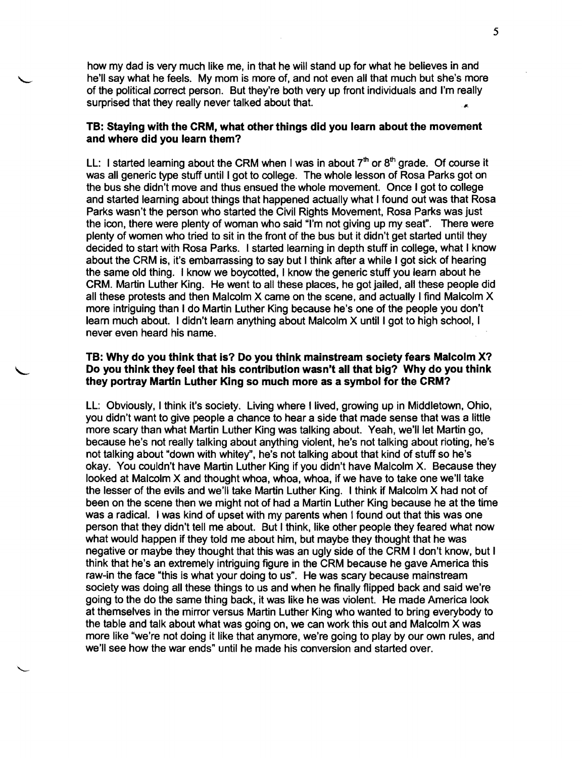how my dad is very much like me, in that he will stand up for what he believes in and he'll say what he feels. My mom is more of, and not even all that much but she's more of the political correct person. But they're both very up front individuals and I'm really surprised that they really never talked about that.

**TB: Staying with the CRM, what other things did you learn about the movement and where did you learn them?**

LL: I started learning about the CRM when I was in about 7th or 8th grade. Of course it was all generic type stuff until I got to college. The whole lesson of Rosa Parks got on the bus she didn't move and thus ensued the whole movement. Once I got to college and started learning about things that happened actually what I found out was that Rosa Parks wasn't the person who started the Civil Rights Movement, Rosa Parks was just the icon, there were plenty of woman who said "I'm not giving up my seat". There were plenty of women who tried to sit in the front of the bus but it didn't get started until they decided to start with Rosa Parks. I started learning in depth stuff in college, what I know about the CRM is, it's embarrassing to say but I think after a while I got sick of hearing the same old thing. I know we boycotted, I know the generic stuff you learn about he CRM. Martin Luther King. He went to all these places, he got jailed, all these people did all these protests and then Malcolm X came on the scene, and actually I find Malcolm X more intriguing than I do Martin Luther King because he's one of the people you don't learn much about. I didn't learn anything about Malcolm X until I got to high school, I never even heard his name.

**TB: Why do you think that is? Do you think mainstream society fears Malcolm X? Do you think they feel that his contribution wasn't all that big? Why do you think they portray Martin Luther King so much more as a symbol for the CRM?**

LL: Obviously, I think it's society. Living where I lived, growing up in Middletown, Ohio, you didn't want to give people a chance to hear a side that made sense that was a little more scary than what Martin Luther King was talking about. Yeah, we'll let Martin go, because he's not really talking about anything violent, he's not talking about rioting, he's not talking about "down with whitey", he's not talking about that kind of stuff so he's okay. You couldn't have Martin Luther King if you didn't have Malcolm X. Because they looked at Malcolm X and thought whoa, whoa, whoa, if we have to take one we'll take the lesser of the evils and we'll take Martin Luther King. I think if Malcolm X had not of been on the scene then we might not of had a Martin Luther King because he at the time was a radical. I was kind of upset with my parents when I found out that this was one person that they didn't tell me about. But I think, like other people they feared what now what would happen if they told me about him, but maybe they thought that he was negative or maybe they thought that this was an ugly side of the CRM I don't know, but I think that he's an extremely intriguing figure in the CRM because he gave America this raw-in the face "this is what your doing to us". He was scary because mainstream society was doing all these things to us and when he finally flipped back and said we're going to the do the same thing back, it was like he was violent. He made America look at themselves in the mirror versus Martin Luther King who wanted to bring everybody to the table and talk about what was going on, we can work this out and Malcolm X was more like "we're not doing it like that anymore, we're going to play by our own rules, and we'll see how the war ends" until he made his conversion and started over.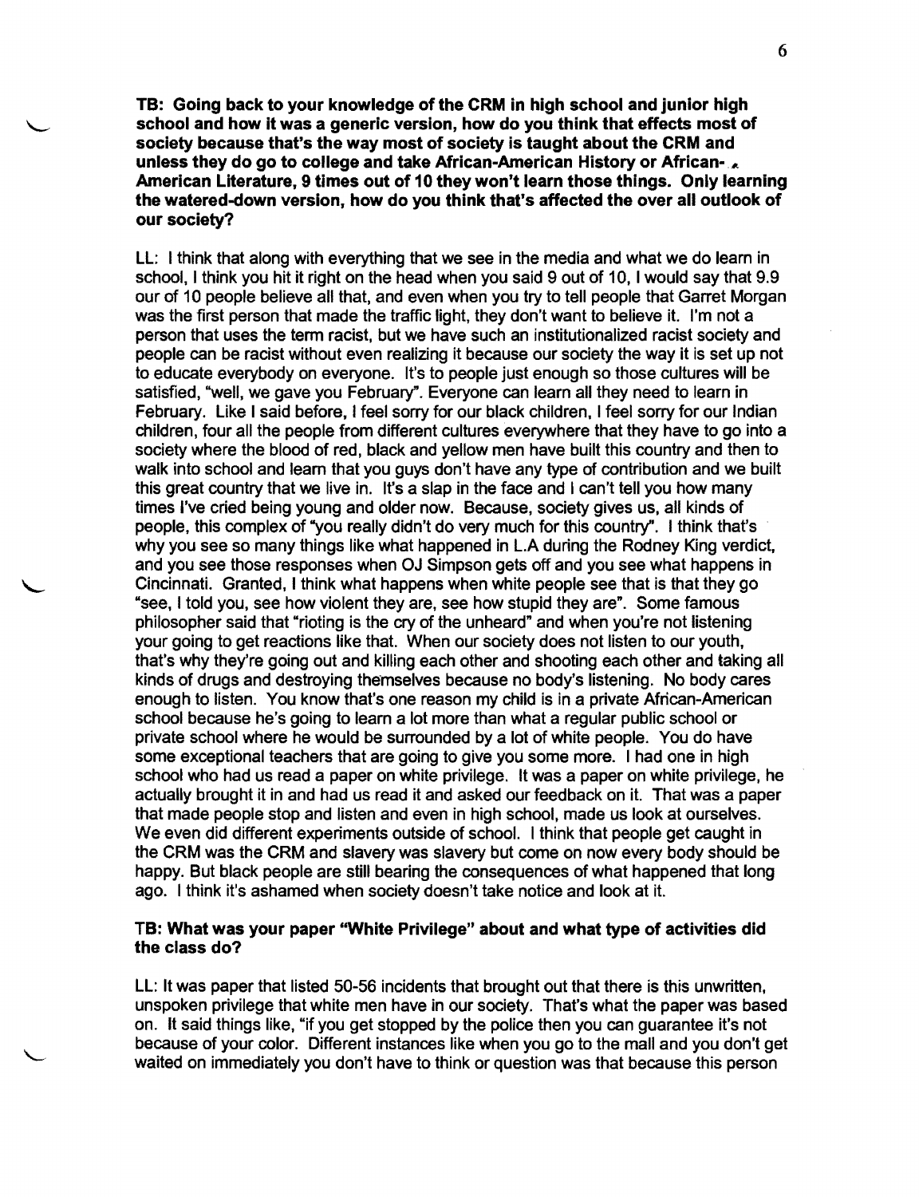**TB: Going back to your knowledge of the CRM in high school and junior high school and how it was a generic version, how do you think that effects most of society because that's the way most of society is taught about the CRM and unless they do go to college and take African-American History or African-American Literature, 9 times out of 10 they won't learn those things. Only learning the watered-down version, how do you think that's affected the over all outlook of our society?**

LL: I think that along with everything that we see in the media and what we do learn in school, I think you hit it right on the head when you said 9 out of 10, I would say that 9.9 our of 10 people believe all that, and even when you try to tell people that Garret Morgan was the first person that made the traffic light, they don't want to believe it. I'm not a person that uses the term racist, but we have such an institutionalized racist society and people can be racist without even realizing it because our society the way it is set up not to educate everybody on everyone. It's to people just enough so those cultures will be satisfied, "well, we gave you February". Everyone can learn all they need to learn in February. Like I said before, I feel sorry for our black children, I feel sorry for our Indian children, four all the people from different cultures everywhere that they have to go into a society where the blood of red, black and yellow men have built this country and then to walk into school and learn that you guys don't have any type of contribution and we built this great country that we live in. It's a slap in the face and I can't tell you how many times I've cried being young and older now. Because, society gives us, all kinds of people, this complex of "you really didn't do very much for this country". I think that's why you see so many things like what happened in L.A during the Rodney King verdict, and you see those responses when OJ Simpson gets off and you see what happens in Cincinnati. Granted, I think what happens when white people see that is that they go "see, I told you, see how violent they are, see how stupid they are". Some famous philosopher said that "rioting is the cry of the unheard" and when you're not listening your going to get reactions like that. When our society does not listen to our youth, that's why they're going out and killing each other and shooting each other and taking all kinds of drugs and destroying themselves because no body's listening. No body cares enough to listen. You know that's one reason my child is in a private African-American school because he's going to learn a lot more than what a regular public school or private school where he would be surrounded by a lot of white people. You do have some exceptional teachers that are going to give you some more. I had one in high school who had us read a paper on white privilege. It was a paper on white privilege, he actually brought it in and had us read it and asked our feedback on it. That was a paper that made people stop and listen and even in high school, made us look at ourselves. We even did different experiments outside of school. I think that people get caught in the CRM was the CRM and slavery was slavery but come on now every body should be happy. But black people are still bearing the consequences of what happened that long ago. I think it's ashamed when society doesn't take notice and look at it.

**TB: What was your paper "White Privilege" about and what type of activities did the class do?**

LL: It was paper that listed 50-56 incidents that brought out that there is this unwritten, unspoken privilege that white men have in our society. That's what the paper was based on. It said things like, "if you get stopped by the police then you can guarantee it's not because of your color. Different instances like when you go to the mall and you don't get waited on immediately you don't have to think or question was that because this person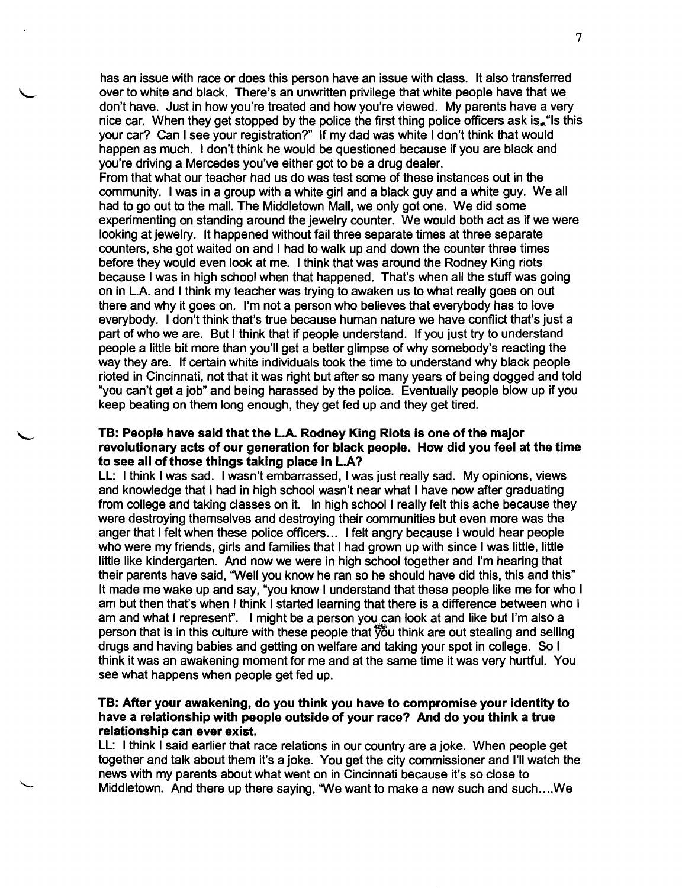has an issue with race or does this person have an issue with class. It also transferred over to white and black. There's an unwritten privilege that white people have that we don't have. Just in how you're treated and how you're viewed. My parents have a very nice car. When they get stopped by the police the first thing police officers ask is, "Is this your car? Can I see your registration?" If my dad was white I don't think that would happen as much. I don't think he would be questioned because if you are black and you're driving a Mercedes you've either got to be a drug dealer.
From that what our teacher had us do was test some of these instances out in the community. I was in a group with a white girl and a black guy and a white guy. We all had to go out to the mall. The Middletown Mall, we only got one. We did some experimenting on standing around the jewelry counter. We would both act as if we were looking at jewelry. It happened without fail three separate times at three separate counters, she got waited on and I had to walk up and down the counter three times before they would even look at me. I think that was around the Rodney King riots because I was in high school when that happened. That's when all the stuff was going on in L.A. and I think my teacher was trying to awaken us to what really goes on out there and why it goes on. I'm not a person who believes that everybody has to love everybody. I don't think that's true because human nature we have conflict that's just a part of who we are. But I think that if people understand. If you just try to understand people a little bit more than you'll get a better glimpse of why somebody's reacting the way they are. If certain white individuals took the time to understand why black people rioted in Cincinnati, not that it was right but after so many years of being dogged and told "you can't get a job" and being harassed by the police. Eventually people blow up if you keep beating on them long enough, they get fed up and they get tired.

**TB: People have said that the L.A. Rodney King Riots is one of the major revolutionary acts of our generation for black people. How did you feel at the time to see all of those things taking place in L.A?**

LL: I think I was sad. I wasn't embarrassed, I was just really sad. My opinions, views and knowledge that I had in high school wasn't near what I have now after graduating from college and taking classes on it. In high school I really felt this ache because they were destroying themselves and destroying their communities but even more was the anger that I felt when these police officers… I felt angry because I would hear people who were my friends, girls and families that I had grown up with since I was little, little little like kindergarten. And now we were in high school together and I'm hearing that their parents have said, "Well you know he ran so he should have did this, this and this" It made me wake up and say, "you know I understand that these people like me for who I am but then that's when I think I started learning that there is a difference between who I am and what I represent". I might be a person you can look at and like but I'm also a person that is in this culture with these people that you think are out stealing and selling drugs and having babies and getting on welfare and taking your spot in college. So I think it was an awakening moment for me and at the same time it was very hurtful. You see what happens when people get fed up.

**TB: After your awakening, do you think you have to compromise your identity to have a relationship with people outside of your race? And do you think a true relationship can ever exist.**

LL: I think I said earlier that race relations in our country are a joke. When people get together and talk about them it's a joke. You get the city commissioner and I'll watch the news with my parents about what went on in Cincinnati because it's so close to Middletown. And there up there saying, "We want to make a new such and such….We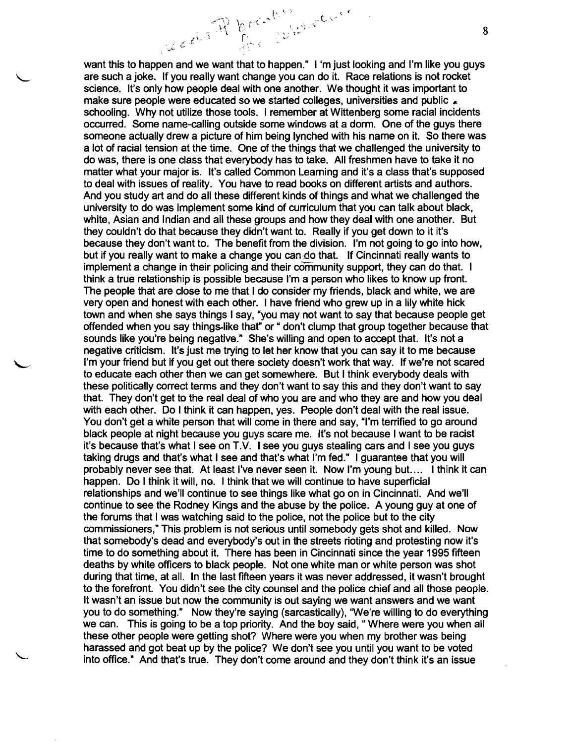want this to happen and we want that to happen." I 'm just looking and I'm like you guys are such a joke. If you really want change you can do it. Race relations is not rocket science. It's only how people deal with one another. We thought it was important to make sure people were educated so we started colleges, universities and public schooling. Why not utilize those tools. I remember at Wittenberg some racial incidents occurred. Some name-calling outside some windows at a dorm. One of the guys there someone actually drew a picture of him being lynched with his name on it. So there was a lot of racial tension at the time. One of the things that we challenged the university to do was, there is one class that everybody has to take. All freshmen have to take it no matter what your major is. It's called Common Learning and it's a class that's supposed to deal with issues of reality. You have to read books on different artists and authors. And you study art and do all these different kinds of things and what we challenged the university to do was implement some kind of curriculum that you can talk about black, white, Asian and Indian and all these groups and how they deal with one another. But they couldn't do that because they didn't want to. Really if you get down to it it's because they don't want to. The benefit from the division. I'm not going to go into how, but if you really want to make a change you can do that. If Cincinnati really wants to implement a change in their policing and their community support, they can do that. I think a true relationship is possible because I'm a person who likes to know up front. The people that are close to me that I do consider my friends, black and white, we are very open and honest with each other. I have friend who grew up in a lily white hick town and when she says things I say, "you may not want to say that because people get offended when you say things like that" or " don't clump that group together because that sounds like you're being negative." She's willing and open to accept that. It's not a negative criticism. It's just me trying to let her know that you can say it to me because I'm your friend but if you get out there society doesn't work that way. If we're not scared to educate each other then we can get somewhere. But I think everybody deals with these politically correct terms and they don't want to say this and they don't want to say that. They don't get to the real deal of who you are and who they are and how you deal with each other. Do I think it can happen, yes. People don't deal with the real issue. You don't get a white person that will come in there and say, "I'm terrified to go around black people at night because you guys scare me. It's not because I want to be racist it's because that's what I see on T.V. I see you guys stealing cars and I see you guys taking drugs and that's what I see and that's what I'm fed." I guarantee that you will probably never see that. At least I've never seen it. Now I'm young but.... I think it can happen. Do I think it will, no. I think that we will continue to have superficial relationships and we'll continue to see things like what go on in Cincinnati. And we'll continue to see the Rodney Kings and the abuse by the police. A young guy at one of the forums that I was watching said to the police, not the police but to the city commissioners," This problem is not serious until somebody gets shot and killed. Now that somebody's dead and everybody's out in the streets rioting and protesting now it's time to do something about it. There has been in Cincinnati since the year 1995 fifteen deaths by white officers to black people. Not one white man or white person was shot during that time, at all. In the last fifteen years it was never addressed, it wasn't brought to the forefront. You didn't see the city counsel and the police chief and all those people. It wasn't an issue but now the community is out saying we want answers and we want you to do something." Now they're saying (sarcastically), "We're willing to do everything we can. This is going to be a top priority. And the boy said, " Where were you when all these other people were getting shot? Where were you when my brother was being harassed and got beat up by the police? We don't see you until you want to be voted into office." And that's true. They don't come around and they don't think it's an issue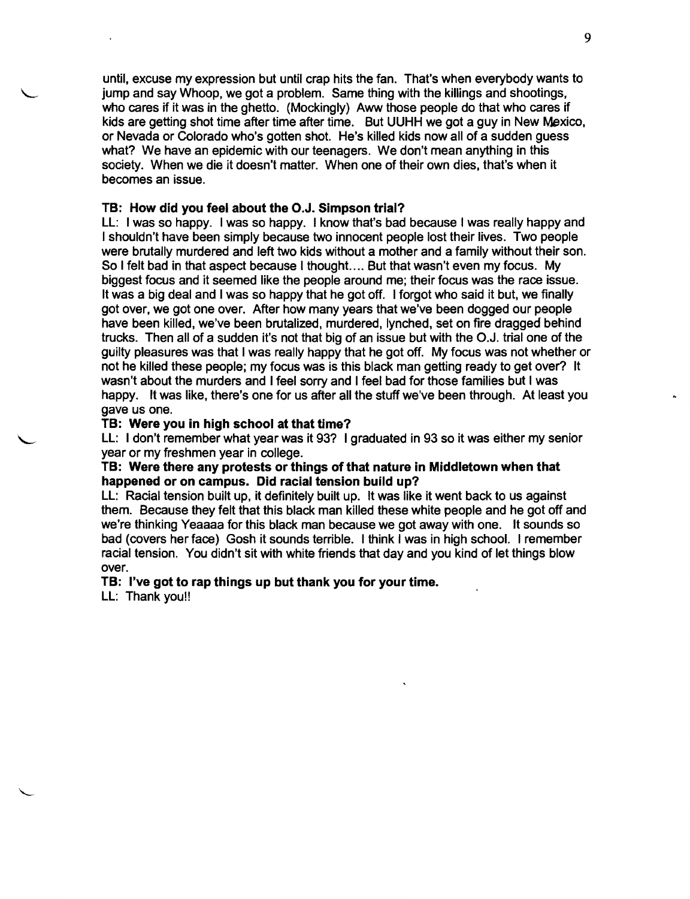until, excuse my expression but until crap hits the fan. That's when everybody wants to jump and say Whoop, we got a problem. Same thing with the killings and shootings, who cares if it was in the ghetto. (Mockingly) Aww those people do that who cares if kids are getting shot time after time after time. But UUHH we got a guy in New Mexico, or Nevada or Colorado who's gotten shot. He's killed kids now all of a sudden guess what? We have an epidemic with our teenagers. We don't mean anything in this society. When we die it doesn't matter. When one of their own dies, that's when it becomes an issue.

**TB: How did you feel about the O.J. Simpson trial?**

LL: I was so happy. I was so happy. I know that's bad because I was really happy and I shouldn't have been simply because two innocent people lost their lives. Two people were brutally murdered and left two kids without a mother and a family without their son. So I felt bad in that aspect because I thought.... But that wasn't even my focus. My biggest focus and it seemed like the people around me; their focus was the race issue. It was a big deal and I was so happy that he got off. I forgot who said it but, we finally got over, we got one over. After how many years that we've been dogged our people have been killed, we've been brutalized, murdered, lynched, set on fire dragged behind trucks. Then all of a sudden it's not that big of an issue but with the O.J. trial one of the guilty pleasures was that I was really happy that he got off. My focus was not whether or not he killed these people; my focus was is this black man getting ready to get over? It wasn't about the murders and I feel sorry and I feel bad for those families but I was happy. It was like, there's one for us after all the stuff we've been through. At least you gave us one.

**TB: Were you in high school at that time?**

LL: I don't remember what year was it 93? I graduated in 93 so it was either my senior year or my freshmen year in college.

**TB: Were there any protests or things of that nature in Middletown when that happened or on campus. Did racial tension build up?**

LL: Racial tension built up, it definitely built up. It was like it went back to us against them. Because they felt that this black man killed these white people and he got off and we're thinking Yeaaaa for this black man because we got away with one. It sounds so bad (covers her face) Gosh it sounds terrible. I think I was in high school. I remember racial tension. You didn't sit with white friends that day and you kind of let things blow over.

**TB: I've got to rap things up but thank you for your time.**

LL: Thank you!!